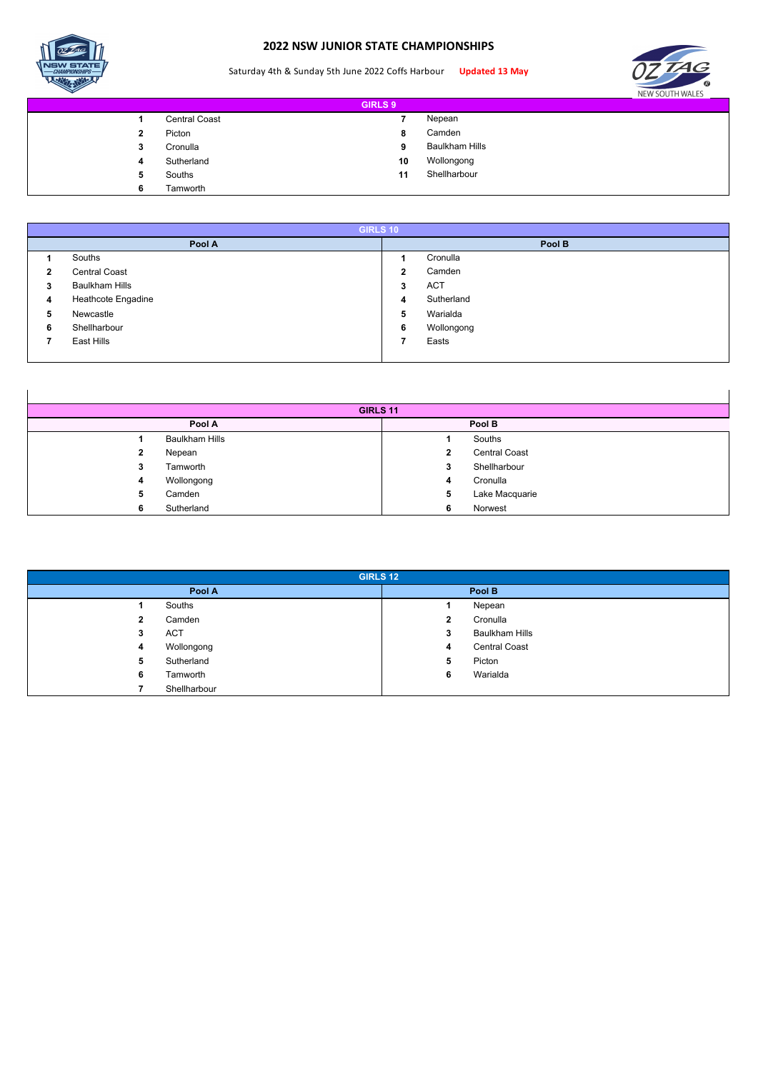# 2022 NSW JUNIOR STATE CHAMPIONSHIPS

Saturday 4th & Sunday 5th June 2022 Coffs Harbour **Updated 13 May**

| GIRLS 9 | | | |
|---|---|---|---|
| 1 | Central Coast | 7 | Nepean |
| 2 | Picton | 8 | Camden |
| 3 | Cronulla | 9 | Baulkham Hills |
| 4 | Sutherland | 10 | Wollongong |
| 5 | Souths | 11 | Shellharbour |
| 6 | Tamworth | | |

| GIRLS 10 | | | |
|---|---|---|---|
| Pool A | | Pool B | |
| 1 | Souths | 1 | Cronulla |
| 2 | Central Coast | 2 | Camden |
| 3 | Baulkham Hills | 3 | ACT |
| 4 | Heathcote Engadine | 4 | Sutherland |
| 5 | Newcastle | 5 | Warialda |
| 6 | Shellharbour | 6 | Wollongong |
| 7 | East Hills | 7 | Easts |

| GIRLS 11 | | | |
|---|---|---|---|
| Pool A | | Pool B | |
| 1 | Baulkham Hills | 1 | Souths |
| 2 | Nepean | 2 | Central Coast |
| 3 | Tamworth | 3 | Shellharbour |
| 4 | Wollongong | 4 | Cronulla |
| 5 | Camden | 5 | Lake Macquarie |
| 6 | Sutherland | 6 | Norwest |

| GIRLS 12 | | | |
|---|---|---|---|
| Pool A | | Pool B | |
| 1 | Souths | 1 | Nepean |
| 2 | Camden | 2 | Cronulla |
| 3 | ACT | 3 | Baulkham Hills |
| 4 | Wollongong | 4 | Central Coast |
| 5 | Sutherland | 5 | Picton |
| 6 | Tamworth | 6 | Warialda |
| 7 | Shellharbour | | |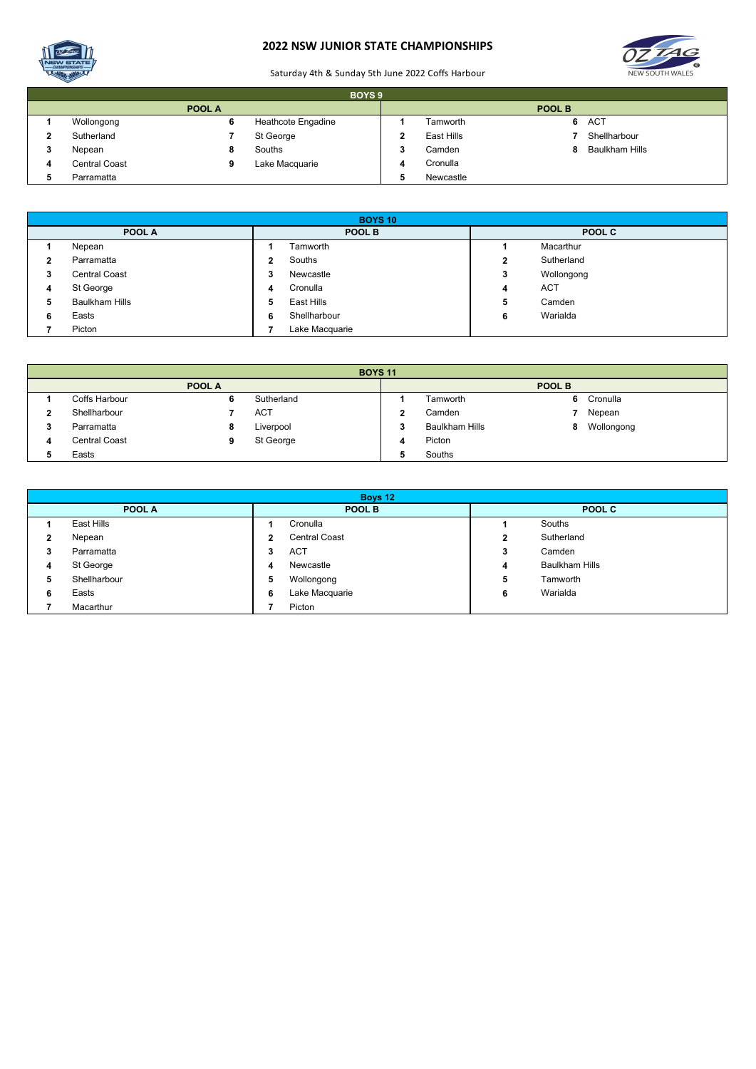# 2022 NSW JUNIOR STATE CHAMPIONSHIPS

Saturday 4th & Sunday 5th June 2022 Coffs Harbour

## BOYS 9

| POOL A | | | | POOL B | | | |
|---|---|---|---|---|---|---|---|
| 1 | Wollongong | 6 | Heathcote Engadine | 1 | Tamworth | 6 | ACT |
| 2 | Sutherland | 7 | St George | 2 | East Hills | 7 | Shellharbour |
| 3 | Nepean | 8 | Souths | 3 | Camden | 8 | Baulkham Hills |
| 4 | Central Coast | 9 | Lake Macquarie | 4 | Cronulla | | |
| 5 | Parramatta | | | 5 | Newcastle | | |

## BOYS 10

| POOL A | | POOL B | | POOL C | |
|---|---|---|---|---|---|
| 1 | Nepean | 1 | Tamworth | 1 | Macarthur |
| 2 | Parramatta | 2 | Souths | 2 | Sutherland |
| 3 | Central Coast | 3 | Newcastle | 3 | Wollongong |
| 4 | St George | 4 | Cronulla | 4 | ACT |
| 5 | Baulkham Hills | 5 | East Hills | 5 | Camden |
| 6 | Easts | 6 | Shellharbour | 6 | Warialda |
| 7 | Picton | 7 | Lake Macquarie | | |

## BOYS 11

| POOL A | | | | POOL B | | | |
|---|---|---|---|---|---|---|---|
| 1 | Coffs Harbour | 6 | Sutherland | 1 | Tamworth | 6 | Cronulla |
| 2 | Shellharbour | 7 | ACT | 2 | Camden | 7 | Nepean |
| 3 | Parramatta | 8 | Liverpool | 3 | Baulkham Hills | 8 | Wollongong |
| 4 | Central Coast | 9 | St George | 4 | Picton | | |
| 5 | Easts | | | 5 | Souths | | |

## Boys 12

| POOL A | | POOL B | | POOL C | |
|---|---|---|---|---|---|
| 1 | East Hills | 1 | Cronulla | 1 | Souths |
| 2 | Nepean | 2 | Central Coast | 2 | Sutherland |
| 3 | Parramatta | 3 | ACT | 3 | Camden |
| 4 | St George | 4 | Newcastle | 4 | Baulkham Hills |
| 5 | Shellharbour | 5 | Wollongong | 5 | Tamworth |
| 6 | Easts | 6 | Lake Macquarie | 6 | Warialda |
| 7 | Macarthur | 7 | Picton | | |